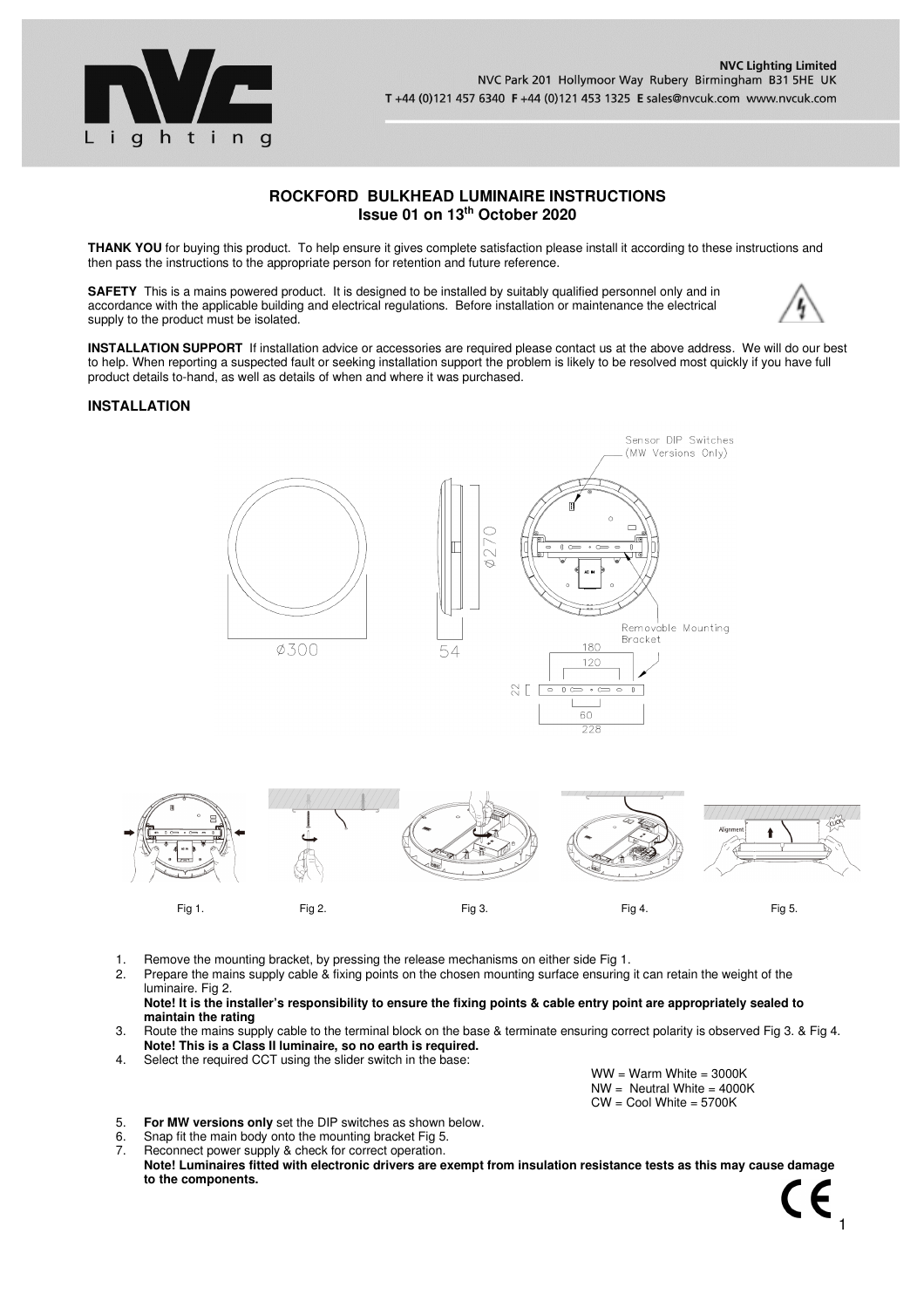NVC Lighting Limited
NVC Park 201 Hollymoor Way Rubery Birmingham B31 5HE UK
T +44 (0)121 457 6340 F +44 (0)121 453 1325 E sales@nvcuk.com www.nvcuk.com

# ROCKFORD BULKHEAD LUMINAIRE INSTRUCTIONS
## Issue 01 on 13th October 2020

**THANK YOU** for buying this product. To help ensure it gives complete satisfaction please install it according to these instructions and then pass the instructions to the appropriate person for retention and future reference.

**SAFETY** This is a mains powered product. It is designed to be installed by suitably qualified personnel only and in accordance with the applicable building and electrical regulations. Before installation or maintenance the electrical supply to the product must be isolated.

**INSTALLATION SUPPORT** If installation advice or accessories are required please contact us at the above address. We will do our best to help. When reporting a suspected fault or seeking installation support the problem is likely to be resolved most quickly if you have full product details to-hand, as well as details of when and where it was purchased.

### INSTALLATION

Sensor DIP Switches (MW Versions Only)

Ø300

54

Ø270

Removable Mounting Bracket

180

120

22

60

228

Fig 1. Fig 2. Fig 3. Fig 4. Fig 5.

1. Remove the mounting bracket, by pressing the release mechanisms on either side Fig 1.
2. Prepare the mains supply cable & fixing points on the chosen mounting surface ensuring it can retain the weight of the luminaire. Fig 2.
   **Note! It is the installer's responsibility to ensure the fixing points & cable entry point are appropriately sealed to maintain the rating**
3. Route the mains supply cable to the terminal block on the base & terminate ensuring correct polarity is observed Fig 3. & Fig 4.
   **Note! This is a Class II luminaire, so no earth is required.**
4. Select the required CCT using the slider switch in the base:

   WW = Warm White = 3000K
   NW = Neutral White = 4000K
   CW = Cool White = 5700K

5. **For MW versions only** set the DIP switches as shown below.
6. Snap fit the main body onto the mounting bracket Fig 5.
7. Reconnect power supply & check for correct operation.
   **Note! Luminaires fitted with electronic drivers are exempt from insulation resistance tests as this may cause damage to the components.**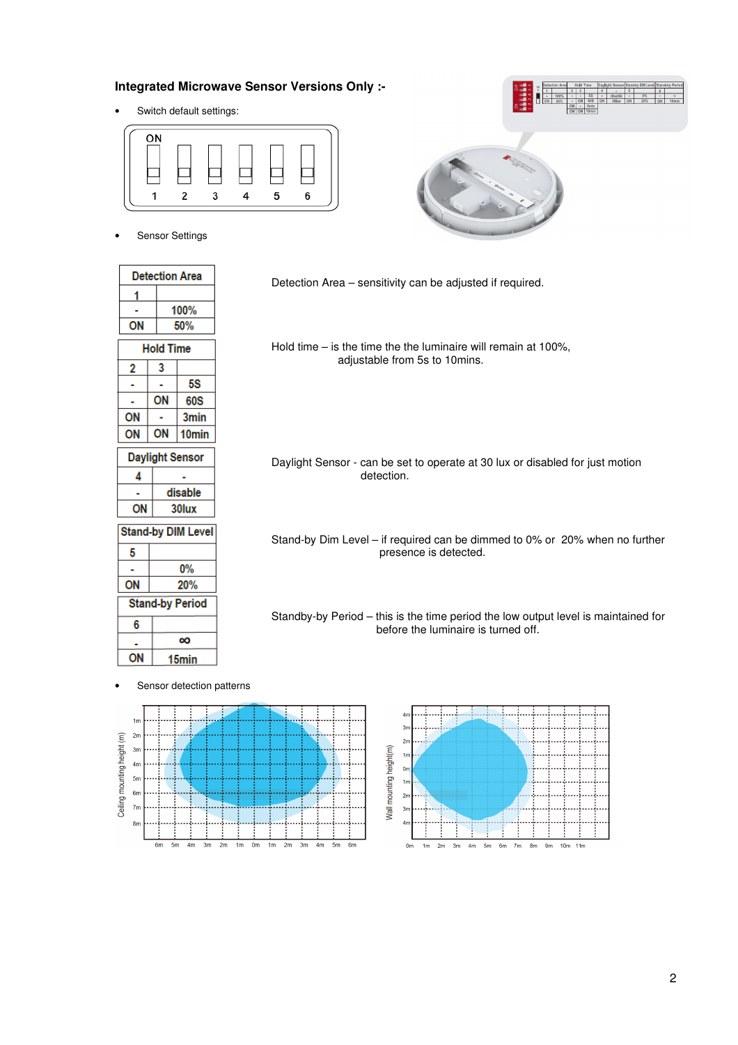### Integrated Microwave Sensor Versions Only :-

- Switch default settings:

ON
1 2 3 4 5 6

- Sensor Settings

| Detection Area | |
|---|---|
| 1 | |
| - | 100% |
| ON | 50% |

Detection Area – sensitivity can be adjusted if required.

| Hold Time | | |
|---|---|---|
| 2 | 3 | |
| - | - | 5S |
| - | ON | 60S |
| ON | - | 3min |
| ON | ON | 10min |

Hold time – is the time the the luminaire will remain at 100%, adjustable from 5s to 10mins.

| Daylight Sensor | |
|---|---|
| 4 | - |
| - | disable |
| ON | 30lux |

Daylight Sensor - can be set to operate at 30 lux or disabled for just motion detection.

| Stand-by DIM Level | |
|---|---|
| 5 | |
| - | 0% |
| ON | 20% |

Stand-by Dim Level – if required can be dimmed to 0% or 20% when no further presence is detected.

| Stand-by Period | |
|---|---|
| 6 | |
| - | ∞ |
| ON | 15min |

Standby-by Period – this is the time period the low output level is maintained for before the luminaire is turned off.

- Sensor detection patterns

Ceiling mounting height (m)
1m 2m 3m 4m 5m 6m 7m 8m
6m 5m 4m 3m 2m 1m 0m 1m 2m 3m 4m 5m 6m

Wall mounting height(m)
4m 3m 2m 1m 0m 1m 2m 3m 4m
0m 1m 2m 3m 4m 5m 6m 7m 8m 9m 10m 11m